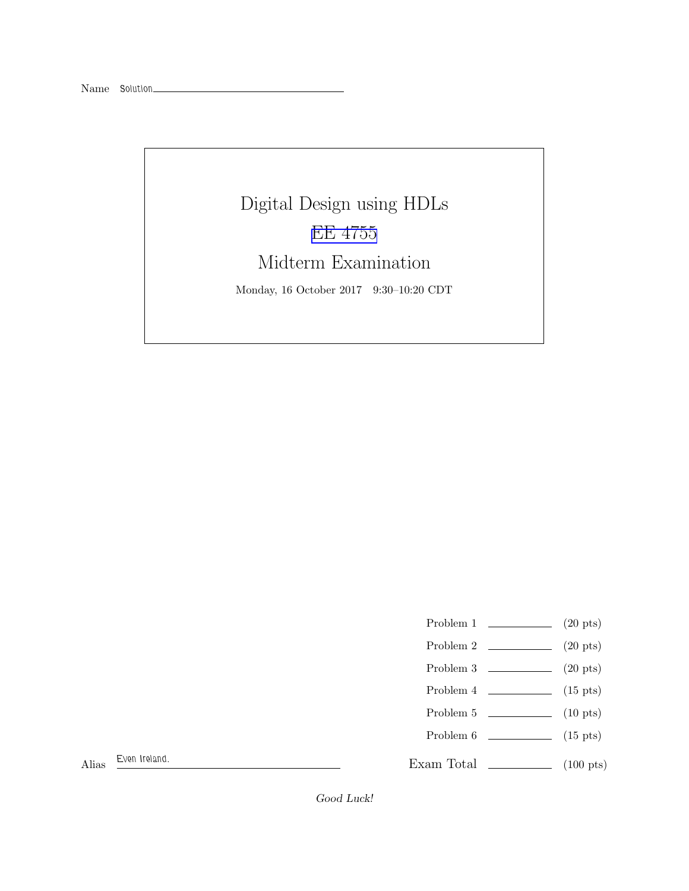Name Solution

# Digital Design using HDLs

## EE 4755

## Midterm Examination

Monday, 16 October 2017 9:30–10:20 CDT

Problem 1 ________ (20 pts)

Problem 2 ________ (20 pts)

Problem 3 ________ (20 pts)

Problem 4 ________ (15 pts)

Problem 5 ________ (10 pts)

Problem 6 ________ (15 pts)

Alias Even Ireland.

Exam Total ________ (100 pts)

*Good Luck!*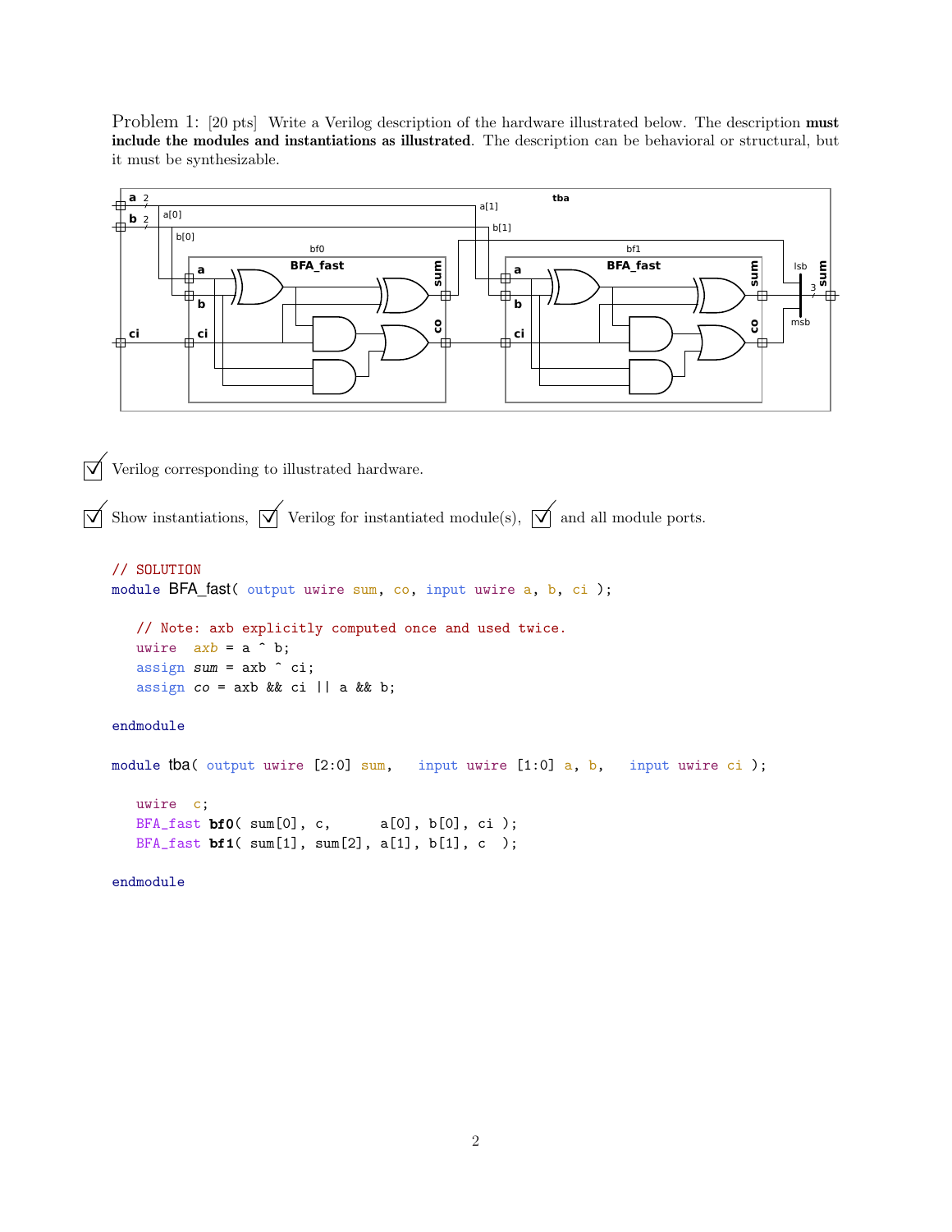Problem 1: [20 pts] Write a Verilog description of the hardware illustrated below. The description **must include the modules and instantiations as illustrated**. The description can be behavioral or structural, but it must be synthesizable.

☑ Verilog corresponding to illustrated hardware.

☑ Show instantiations, ☑ Verilog for instantiated module(s), ☑ and all module ports.

```
// SOLUTION
module BFA_fast( output uwire sum, co, input uwire a, b, ci );

   // Note: axb explicitly computed once and used twice.
   uwire  axb = a ^ b;
   assign sum = axb ^ ci;
   assign co = axb && ci || a && b;

endmodule

module tba( output uwire [2:0] sum,   input uwire [1:0] a, b,   input uwire ci );

   uwire  c;
   BFA_fast bf0( sum[0], c,      a[0], b[0], ci );
   BFA_fast bf1( sum[1], sum[2], a[1], b[1], c  );

endmodule
```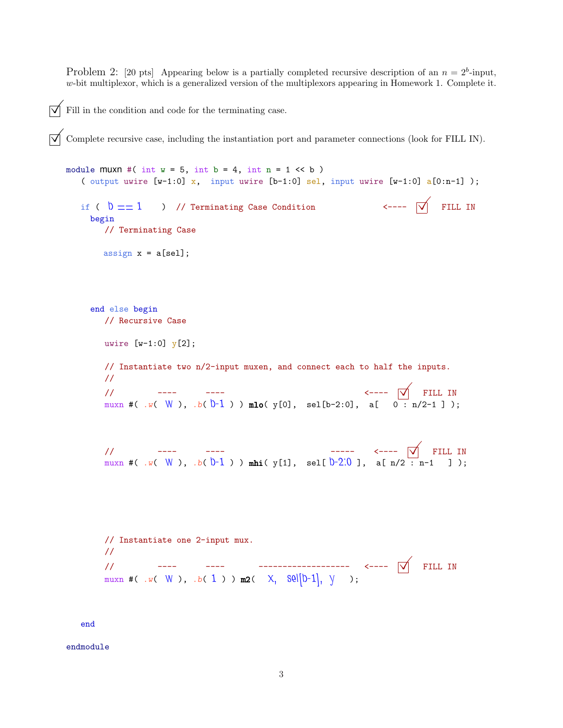Problem 2: [20 pts] Appearing below is a partially completed recursive description of an $n = 2^b$-input, $w$-bit multiplexor, which is a generalized version of the multiplexors appearing in Homework 1. Complete it.

☑ Fill in the condition and code for the terminating case.

☑ Complete recursive case, including the instantiation port and parameter connections (look for FILL IN).

```
module muxn #( int w = 5, int b = 4, int n = 1 << b )
   ( output uwire [w-1:0] x,  input uwire [b-1:0] sel, input uwire [w-1:0] a[0:n-1] );

   if ( b == 1    )  // Terminating Case Condition              <----  ☑  FILL IN
     begin
        // Terminating Case

        assign x = a[sel];

     end else begin
        // Recursive Case

        uwire [w-1:0] y[2];

        // Instantiate two n/2-input muxen, and connect each to half the inputs.
        //
        //         ----      ----                              <----  ☑  FILL IN
        muxn #( .w( W ), .b( b-1 ) ) mlo( y[0],  sel[b-2:0],  a[   0 : n/2-1 ] );

        //         ----      ----                     -----    <----  ☑  FILL IN
        muxn #( .w( W ), .b( b-1 ) ) mhi( y[1],  sel[ b-2:0 ],  a[ n/2 : n-1   ] );

        // Instantiate one 2-input mux.
        //
        //         ----      ----       -------------------   <----  ☑  FILL IN
        muxn #( .w( W ), .b( 1 ) ) m2(   x,  sel[b-1],  y    );

   end

endmodule
```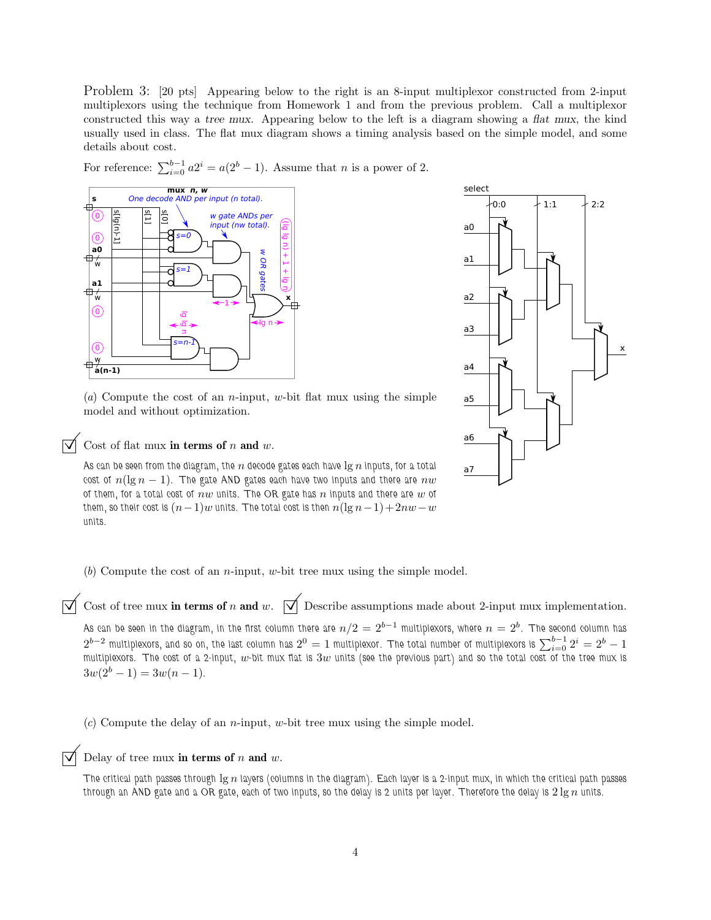Problem 3: [20 pts] Appearing below to the right is an 8-input multiplexor constructed from 2-input multiplexors using the technique from Homework 1 and from the previous problem. Call a multiplexor constructed this way a *tree mux*. Appearing below to the left is a diagram showing a *flat mux*, the kind usually used in class. The flat mux diagram shows a timing analysis based on the simple model, and some details about cost.

For reference: $\sum_{i=0}^{b-1} a2^i = a(2^b - 1)$. Assume that $n$ is a power of 2.

(a) Compute the cost of an $n$-input, $w$-bit flat mux using the simple model and without optimization.

☑ Cost of flat mux **in terms of** $n$ **and** $w$.

As can be seen from the diagram, the $n$ decode gates each have $\lg n$ inputs, for a total cost of $n(\lg n - 1)$. The gate AND gates each have two inputs and there are $nw$ of them, for a total cost of $nw$ units. The OR gate has $n$ inputs and there are $w$ of them, so their cost is $(n-1)w$ units. The total cost is then $n(\lg n - 1) + 2nw - w$ units.

(b) Compute the cost of an $n$-input, $w$-bit tree mux using the simple model.

☑ Cost of tree mux **in terms of** $n$ **and** $w$. ☑ Describe assumptions made about 2-input mux implementation.

As can be seen in the diagram, in the first column there are $n/2 = 2^{b-1}$ multiplexors, where $n = 2^b$. The second column has $2^{b-2}$ multiplexors, and so on, the last column has $2^0 = 1$ multiplexor. The total number of multiplexors is $\sum_{i=0}^{b-1} 2^i = 2^b - 1$ multiplexors. The cost of a 2-input, $w$-bit mux flat is $3w$ units (see the previous part) and so the total cost of the tree mux is $3w(2^b - 1) = 3w(n-1)$.

(c) Compute the delay of an $n$-input, $w$-bit tree mux using the simple model.

☑ Delay of tree mux **in terms of** $n$ **and** $w$.

The critical path passes through $\lg n$ layers (columns in the diagram). Each layer is a 2-input mux, in which the critical path passes through an AND gate and a OR gate, each of two inputs, so the delay is 2 units per layer. Therefore the delay is $2 \lg n$ units.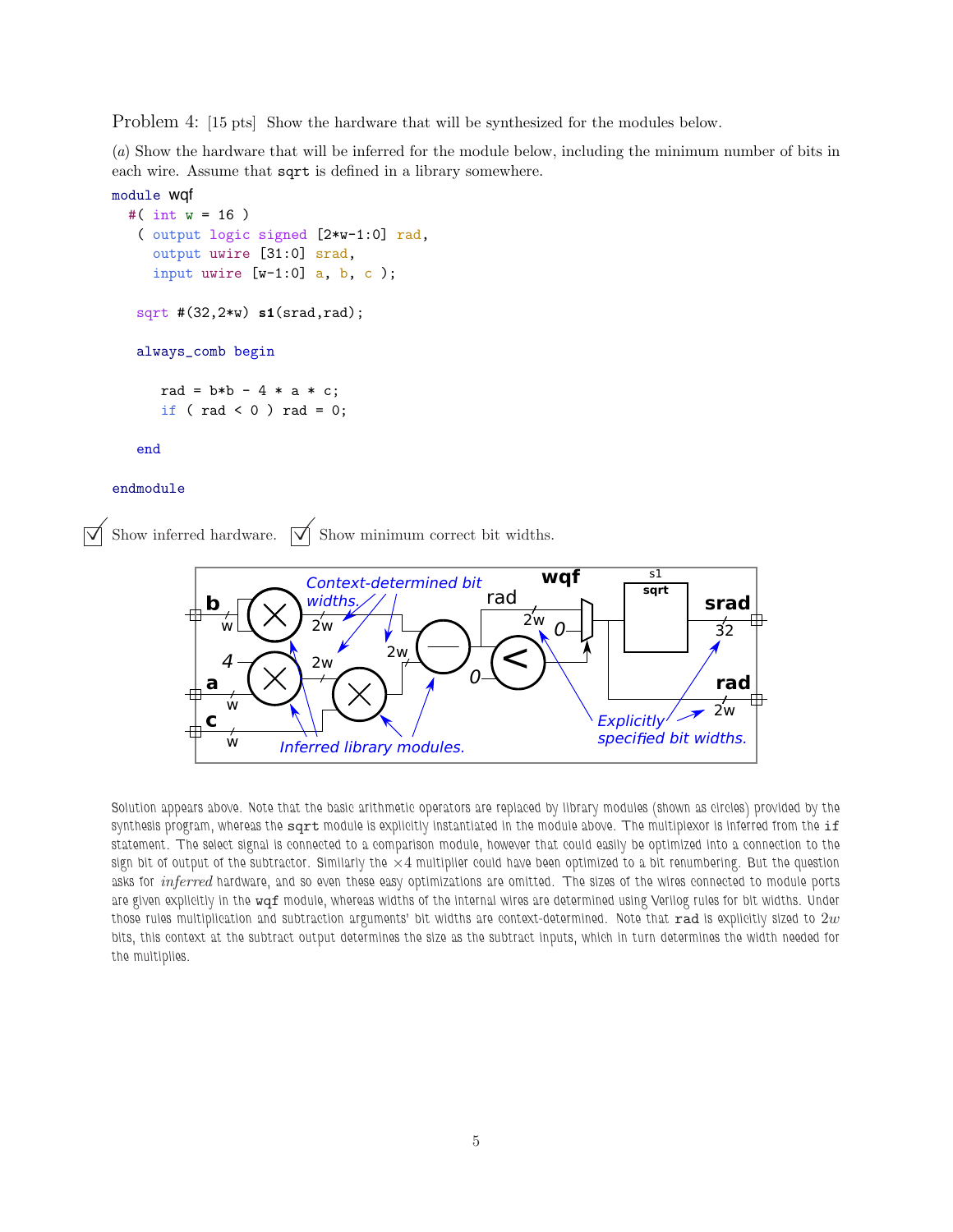Problem 4: [15 pts] Show the hardware that will be synthesized for the modules below.

(*a*) Show the hardware that will be inferred for the module below, including the minimum number of bits in each wire. Assume that `sqrt` is defined in a library somewhere.

```
module wqf
  #( int w = 16 )
   ( output logic signed [2*w-1:0] rad,
     output uwire [31:0] srad,
     input uwire [w-1:0] a, b, c );

   sqrt #(32,2*w) s1(srad,rad);

   always_comb begin

      rad = b*b - 4 * a * c;
      if ( rad < 0 ) rad = 0;

   end

endmodule
```

☑ Show inferred hardware. ☑ Show minimum correct bit widths.

Solution appears above. Note that the basic arithmetic operators are replaced by library modules (shown as circles) provided by the synthesis program, whereas the `sqrt` module is explicitly instantiated in the module above. The multiplexor is inferred from the `if` statement. The select signal is connected to a comparison module, however that could easily be optimized into a connection to the sign bit of output of the subtractor. Similarly the $\times 4$ multiplier could have been optimized to a bit renumbering. But the question asks for *inferred* hardware, and so even these easy optimizations are omitted. The sizes of the wires connected to module ports are given explicitly in the `wqf` module, whereas widths of the internal wires are determined using Verilog rules for bit widths. Under those rules multiplication and subtraction arguments' bit widths are context-determined. Note that `rad` is explicitly sized to $2w$ bits, this context at the subtract output determines the size as the subtract inputs, which in turn determines the width needed for the multiplies.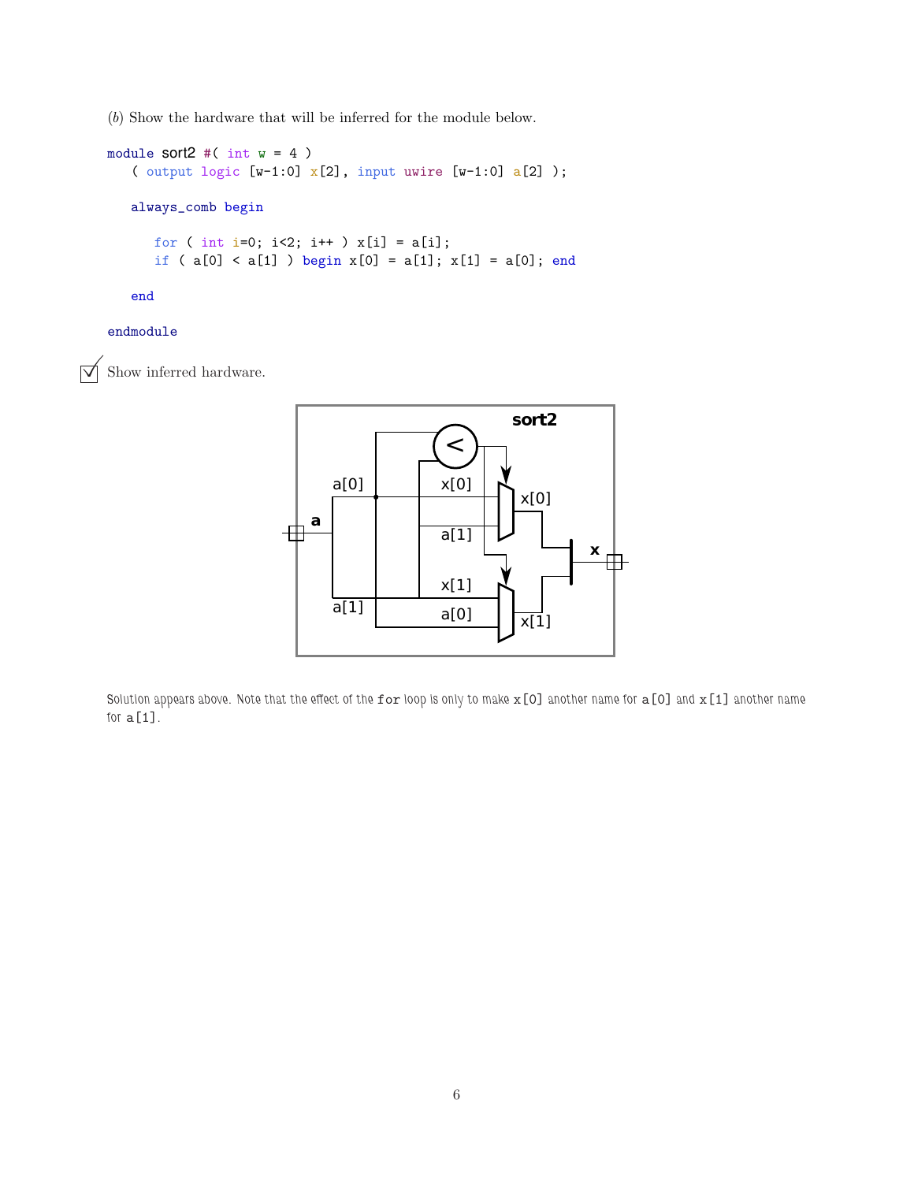(*b*) Show the hardware that will be inferred for the module below.

```
module sort2 #( int w = 4 )
   ( output logic [w-1:0] x[2], input uwire [w-1:0] a[2] );

   always_comb begin

      for ( int i=0; i<2; i++ ) x[i] = a[i];
      if ( a[0] < a[1] ) begin x[0] = a[1]; x[1] = a[0]; end

   end

endmodule
```

☑ Show inferred hardware.

Solution appears above. Note that the effect of the `for` loop is only to make `x[0]` another name for `a[0]` and `x[1]` another name for `a[1]`.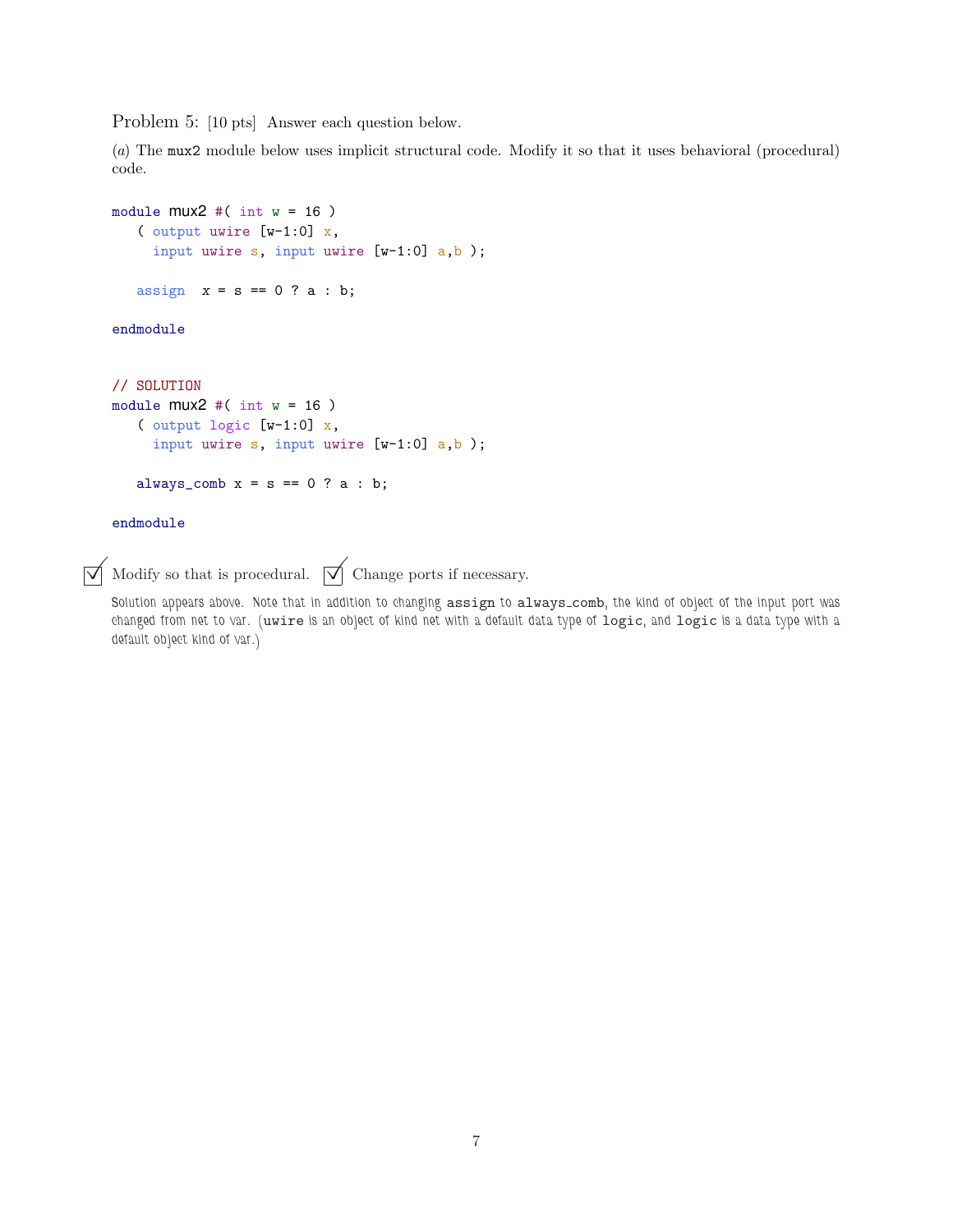Problem 5: [10 pts] Answer each question below.

(*a*) The `mux2` module below uses implicit structural code. Modify it so that it uses behavioral (procedural) code.

```
module mux2 #( int w = 16 )
   ( output uwire [w-1:0] x,
     input uwire s, input uwire [w-1:0] a,b );

   assign  x = s == 0 ? a : b;

endmodule


// SOLUTION
module mux2 #( int w = 16 )
   ( output logic [w-1:0] x,
     input uwire s, input uwire [w-1:0] a,b );

   always_comb x = s == 0 ? a : b;

endmodule
```

☑ Modify so that is procedural. ☑ Change ports if necessary.

Solution appears above. Note that in addition to changing `assign` to `always_comb`, the kind of object of the input port was changed from net to var. (`uwire` is an object of kind net with a default data type of `logic`, and `logic` is a data type with a default object kind of var.)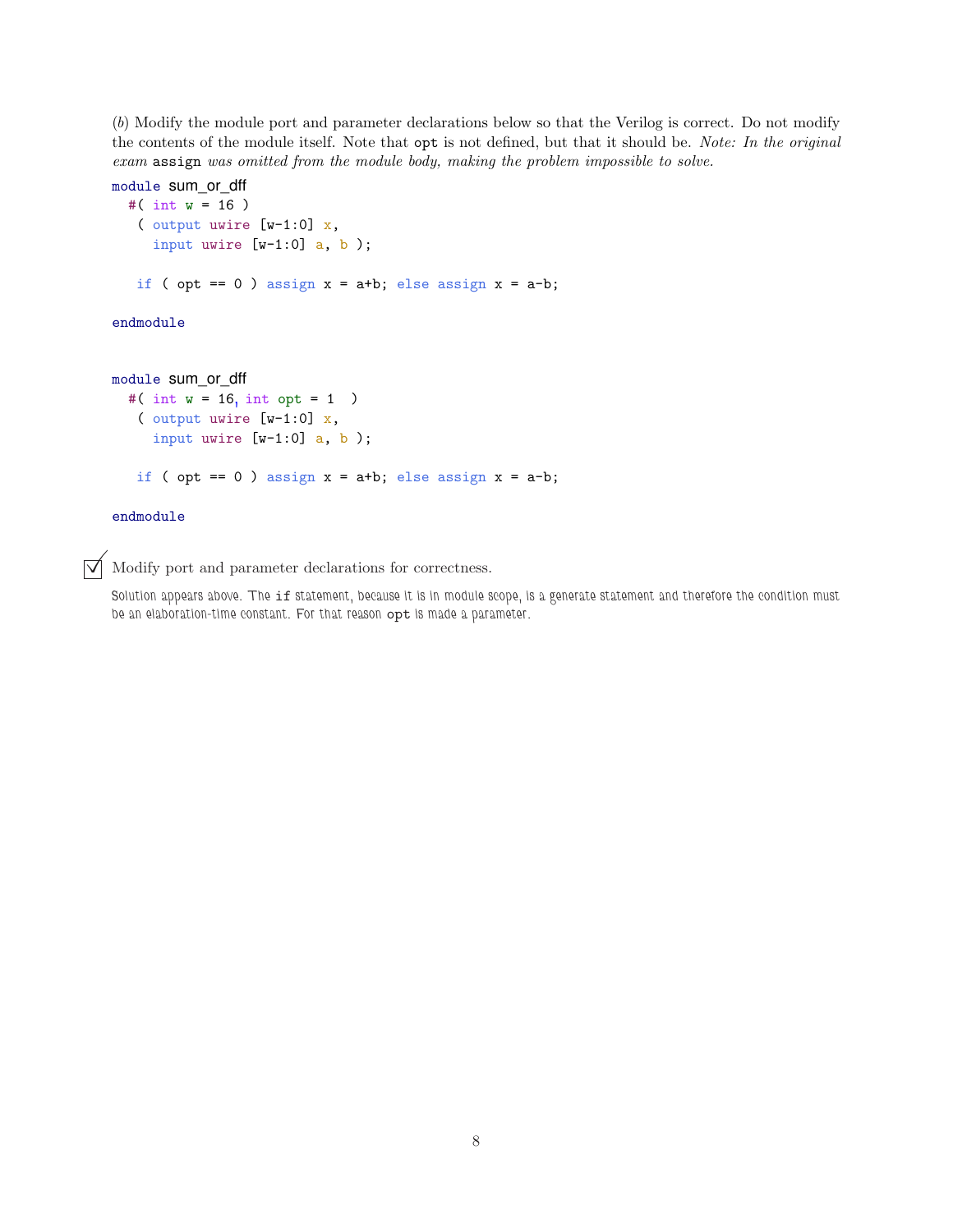(*b*) Modify the module port and parameter declarations below so that the Verilog is correct. Do not modify the contents of the module itself. Note that `opt` is not defined, but that it should be. *Note: In the original exam* `assign` *was omitted from the module body, making the problem impossible to solve.*

```
module sum_or_dff
  #( int w = 16 )
   ( output uwire [w-1:0] x,
     input uwire [w-1:0] a, b );

   if ( opt == 0 ) assign x = a+b; else assign x = a-b;

endmodule
```

```
module sum_or_dff
  #( int w = 16, int opt = 1  )
   ( output uwire [w-1:0] x,
     input uwire [w-1:0] a, b );

   if ( opt == 0 ) assign x = a+b; else assign x = a-b;

endmodule
```

☑ Modify port and parameter declarations for correctness.

Solution appears above. The `if` statement, because it is in module scope, is a generate statement and therefore the condition must be an elaboration-time constant. For that reason `opt` is made a parameter.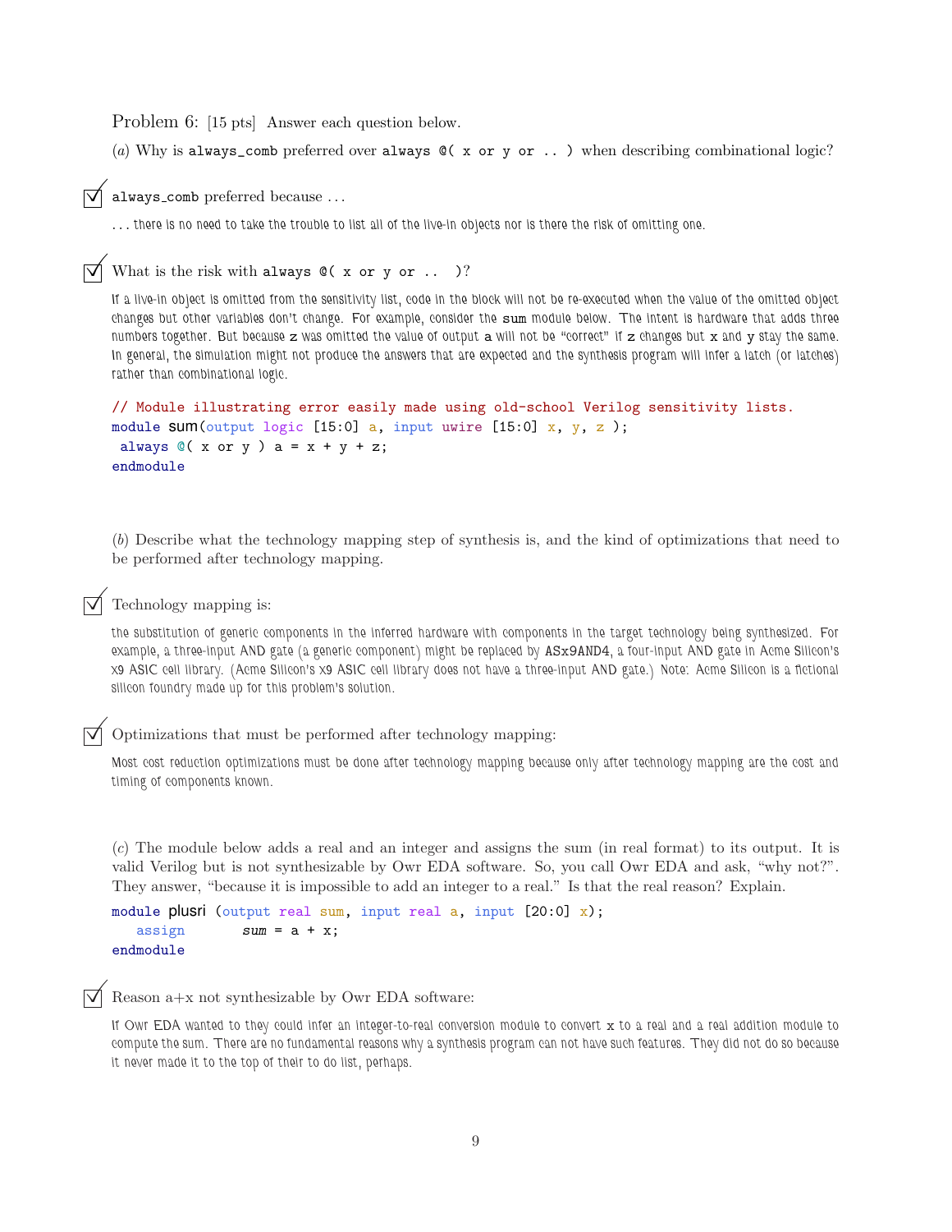Problem 6: [15 pts] Answer each question below.

(*a*) Why is `always_comb` preferred over `always @( x or y or .. )` when describing combinational logic?

☑ `always_comb` preferred because ...

... there is no need to take the trouble to list all of the live-in objects nor is there the risk of omitting one.

☑ What is the risk with `always @( x or y or .. )`?

If a live-in object is omitted from the sensitivity list, code in the block will not be re-executed when the value of the omitted object changes but other variables don't change. For example, consider the `sum` module below. The intent is hardware that adds three numbers together. But because `z` was omitted the value of output `a` will not be "correct" if `z` changes but `x` and `y` stay the same. In general, the simulation might not produce the answers that are expected and the synthesis program will infer a latch (or latches) rather than combinational logic.

```
// Module illustrating error easily made using old-school Verilog sensitivity lists.
module sum(output logic [15:0] a, input uwire [15:0] x, y, z );
 always @( x or y ) a = x + y + z;
endmodule
```

(*b*) Describe what the technology mapping step of synthesis is, and the kind of optimizations that need to be performed after technology mapping.

☑ Technology mapping is:

the substitution of generic components in the inferred hardware with components in the target technology being synthesized. For example, a three-input AND gate (a generic component) might be replaced by `ASx9AND4`, a four-input AND gate in Acme Silicon's x9 ASIC cell library. (Acme Silicon's x9 ASIC cell library does not have a three-input AND gate.) Note: Acme Silicon is a fictional silicon foundry made up for this problem's solution.

☑ Optimizations that must be performed after technology mapping:

Most cost reduction optimizations must be done after technology mapping because only after technology mapping are the cost and timing of components known.

(*c*) The module below adds a real and an integer and assigns the sum (in real format) to its output. It is valid Verilog but is not synthesizable by Owr EDA software. So, you call Owr EDA and ask, "why not?". They answer, "because it is impossible to add an integer to a real." Is that the real reason? Explain.

```
module plusri (output real sum, input real a, input [20:0] x);
   assign       sum = a + x;
endmodule
```

☑ Reason a+x not synthesizable by Owr EDA software:

If Owr EDA wanted to they could infer an integer-to-real conversion module to convert `x` to a real and a real addition module to compute the sum. There are no fundamental reasons why a synthesis program can not have such features. They did not do so because it never made it to the top of their to do list, perhaps.